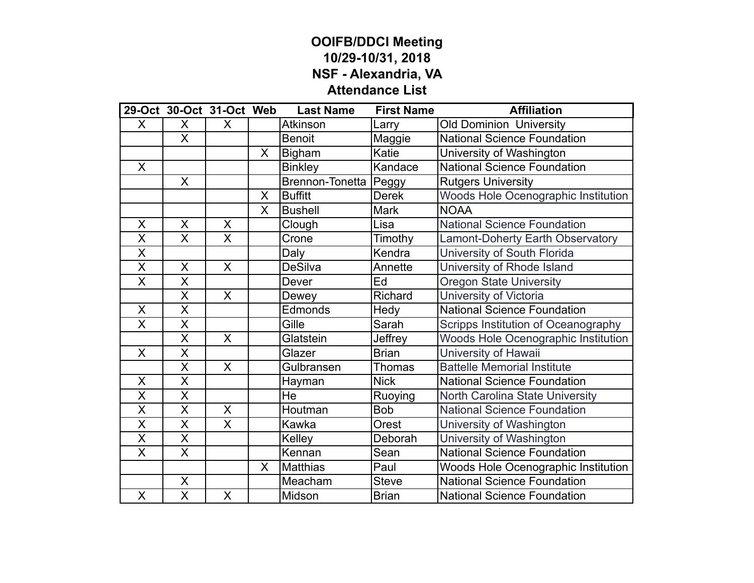# OOIFB/DDCI Meeting
# 10/29-10/31, 2018
# NSF - Alexandria, VA
# Attendance List

| 29-Oct | 30-Oct | 31-Oct | Web | Last Name | First Name | Affiliation |
|---|---|---|---|---|---|---|
| X | X | X | | Atkinson | Larry | Old Dominion University |
| | X | | | Benoit | Maggie | National Science Foundation |
| | | | X | Bigham | Katie | University of Washington |
| X | | | | Binkley | Kandace | National Science Foundation |
| | X | | | Brennon-Tonetta | Peggy | Rutgers University |
| | | | X | Buffitt | Derek | Woods Hole Ocenographic Institution |
| | | | X | Bushell | Mark | NOAA |
| X | X | X | | Clough | Lisa | National Science Foundation |
| X | X | X | | Crone | Timothy | Lamont-Doherty Earth Observatory |
| X | | | | Daly | Kendra | University of South Florida |
| X | X | X | | DeSilva | Annette | University of Rhode Island |
| X | X | | | Dever | Ed | Oregon State University |
| | X | X | | Dewey | Richard | University of Victoria |
| X | X | | | Edmonds | Hedy | National Science Foundation |
| X | X | | | Gille | Sarah | Scripps Institution of Oceanography |
| | X | X | | Glatstein | Jeffrey | Woods Hole Ocenographic Institution |
| X | X | | | Glazer | Brian | University of Hawaii |
| | X | X | | Gulbransen | Thomas | Battelle Memorial Institute |
| X | X | | | Hayman | Nick | National Science Foundation |
| X | X | | | He | Ruoying | North Carolina State University |
| X | X | X | | Houtman | Bob | National Science Foundation |
| X | X | X | | Kawka | Orest | University of Washington |
| X | X | | | Kelley | Deborah | University of Washington |
| X | X | | | Kennan | Sean | National Science Foundation |
| | | | X | Matthias | Paul | Woods Hole Ocenographic Institution |
| | X | | | Meacham | Steve | National Science Foundation |
| X | X | X | | Midson | Brian | National Science Foundation |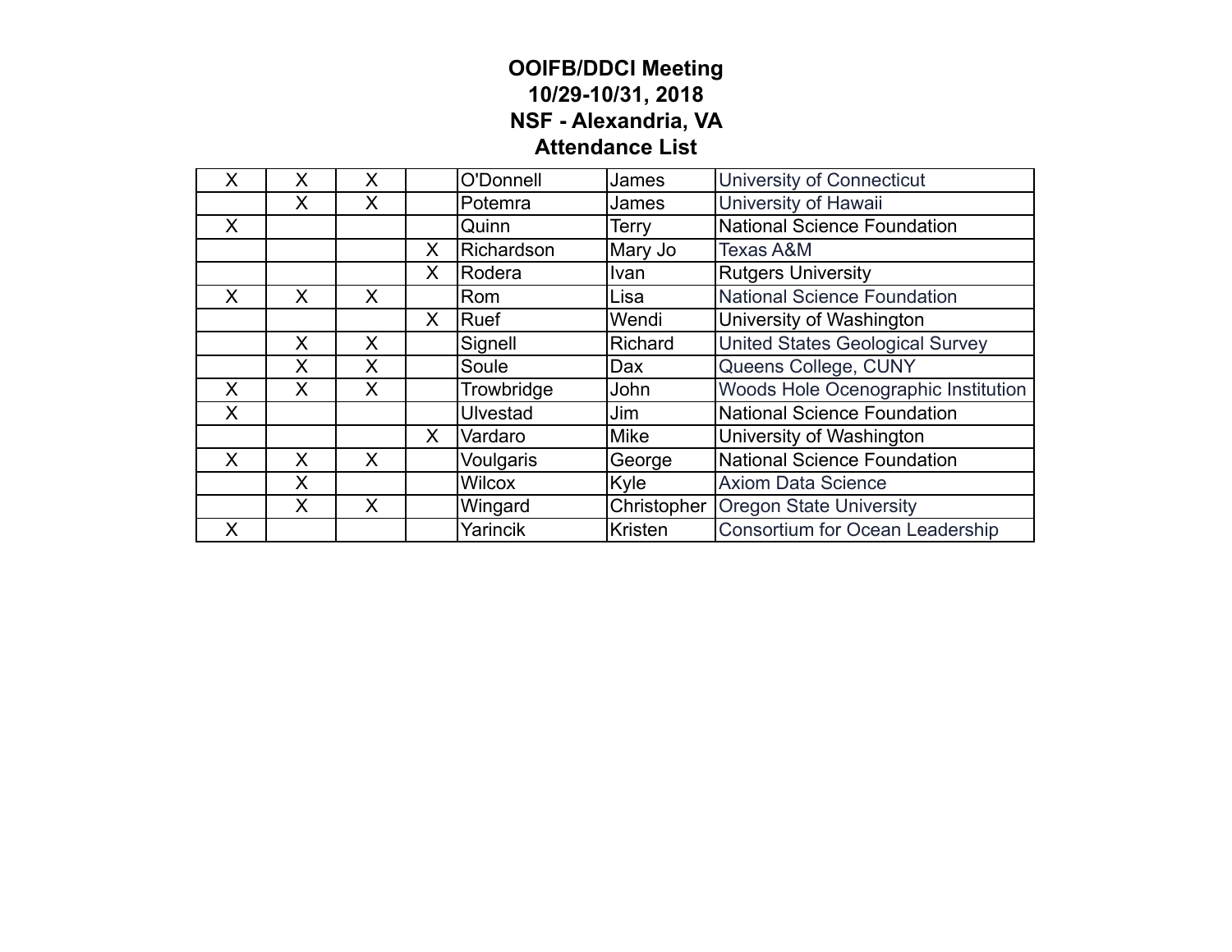**OOIFB/DDCI Meeting**
**10/29-10/31, 2018**
**NSF - Alexandria, VA**
**Attendance List**

| | | | | | | |
|---|---|---|---|---|---|---|
| X | X | X | | O'Donnell | James | University of Connecticut |
| | X | X | | Potemra | James | University of Hawaii |
| X | | | | Quinn | Terry | National Science Foundation |
| | | | X | Richardson | Mary Jo | Texas A&M |
| | | | X | Rodera | Ivan | Rutgers University |
| X | X | X | | Rom | Lisa | National Science Foundation |
| | | | X | Ruef | Wendi | University of Washington |
| | X | X | | Signell | Richard | United States Geological Survey |
| | X | X | | Soule | Dax | Queens College, CUNY |
| X | X | X | | Trowbridge | John | Woods Hole Ocenographic Institution |
| X | | | | Ulvestad | Jim | National Science Foundation |
| | | | X | Vardaro | Mike | University of Washington |
| X | X | X | | Voulgaris | George | National Science Foundation |
| | X | | | Wilcox | Kyle | Axiom Data Science |
| | X | X | | Wingard | Christopher | Oregon State University |
| X | | | | Yarincik | Kristen | Consortium for Ocean Leadership |